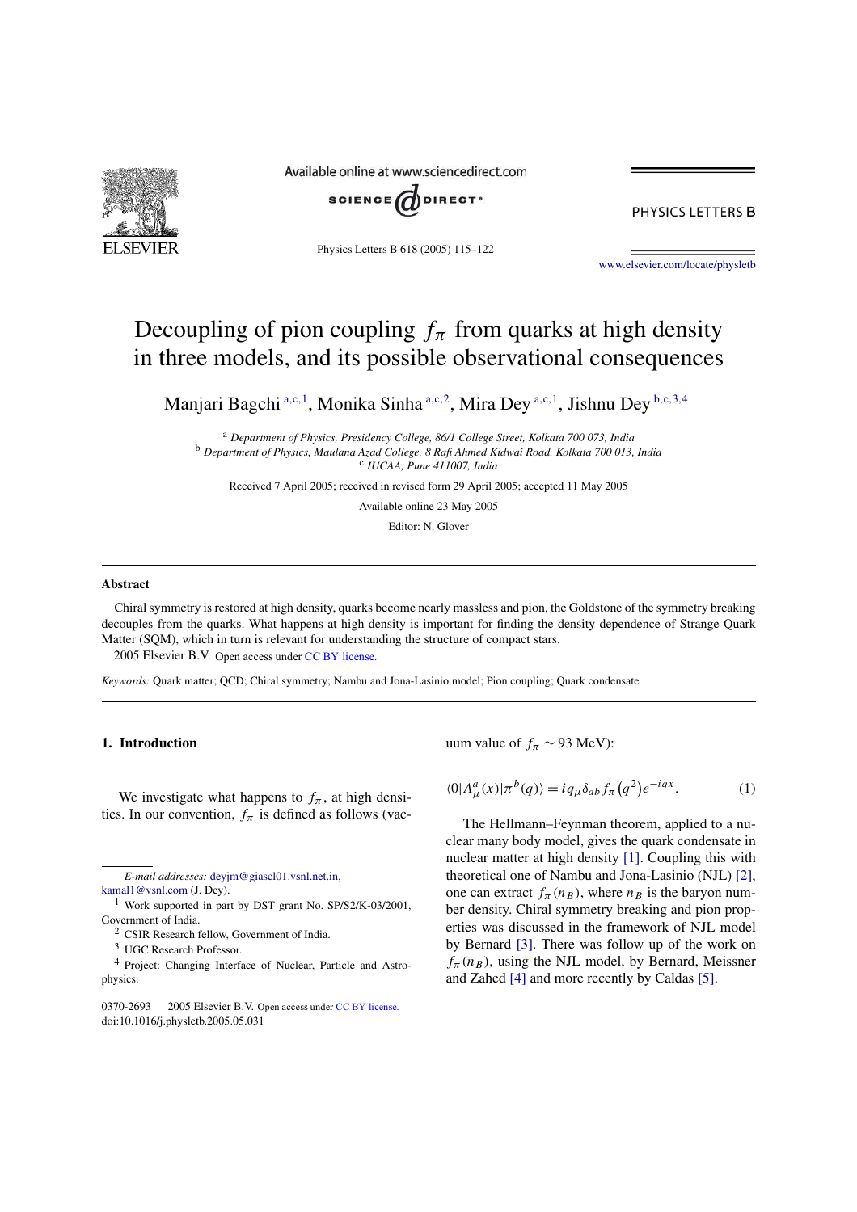# Decoupling of pion coupling $f_\pi$ from quarks at high density in three models, and its possible observational consequences

Manjari Bagchi [a,c,1], Monika Sinha [a,c,2], Mira Dey [a,c,1], Jishnu Dey [b,c,3,4]

[a] *Department of Physics, Presidency College, 86/1 College Street, Kolkata 700 073, India*
[b] *Department of Physics, Maulana Azad College, 8 Rafi Ahmed Kidwai Road, Kolkata 700 013, India*
[c] *IUCAA, Pune 411007, India*

Received 7 April 2005; received in revised form 29 April 2005; accepted 11 May 2005

Available online 23 May 2005

Editor: N. Glover

## Abstract

Chiral symmetry is restored at high density, quarks become nearly massless and pion, the Goldstone of the symmetry breaking decouples from the quarks. What happens at high density is important for finding the density dependence of Strange Quark Matter (SQM), which in turn is relevant for understanding the structure of compact stars.

2005 Elsevier B.V. Open access under CC BY license.

*Keywords:* Quark matter; QCD; Chiral symmetry; Nambu and Jona-Lasinio model; Pion coupling; Quark condensate

## 1. Introduction

We investigate what happens to $f_\pi$, at high densities. In our convention, $f_\pi$ is defined as follows (vacuum value of $f_\pi \sim 93$ MeV):

$$\langle 0|A_\mu^a(x)|\pi^b(q)\rangle = iq_\mu \delta_{ab} f_\pi\left(q^2\right)e^{-iqx}. \tag{1}$$

The Hellmann–Feynman theorem, applied to a nuclear many body model, gives the quark condensate in nuclear matter at high density [1]. Coupling this with theoretical one of Nambu and Jona-Lasinio (NJL) [2], one can extract $f_\pi(n_B)$, where $n_B$ is the baryon number density. Chiral symmetry breaking and pion properties was discussed in the framework of NJL model by Bernard [3]. There was follow up of the work on $f_\pi(n_B)$, using the NJL model, by Bernard, Meissner and Zahed [4] and more recently by Caldas [5].

---

*E-mail addresses:* deyjm@giascl01.vsnl.net.in, kamal1@vsnl.com (J. Dey).

[1] Work supported in part by DST grant No. SP/S2/K-03/2001, Government of India.

[2] CSIR Research fellow, Government of India.

[3] UGC Research Professor.

[4] Project: Changing Interface of Nuclear, Particle and Astrophysics.

0370-2693 2005 Elsevier B.V. Open access under CC BY license.
doi:10.1016/j.physletb.2005.05.031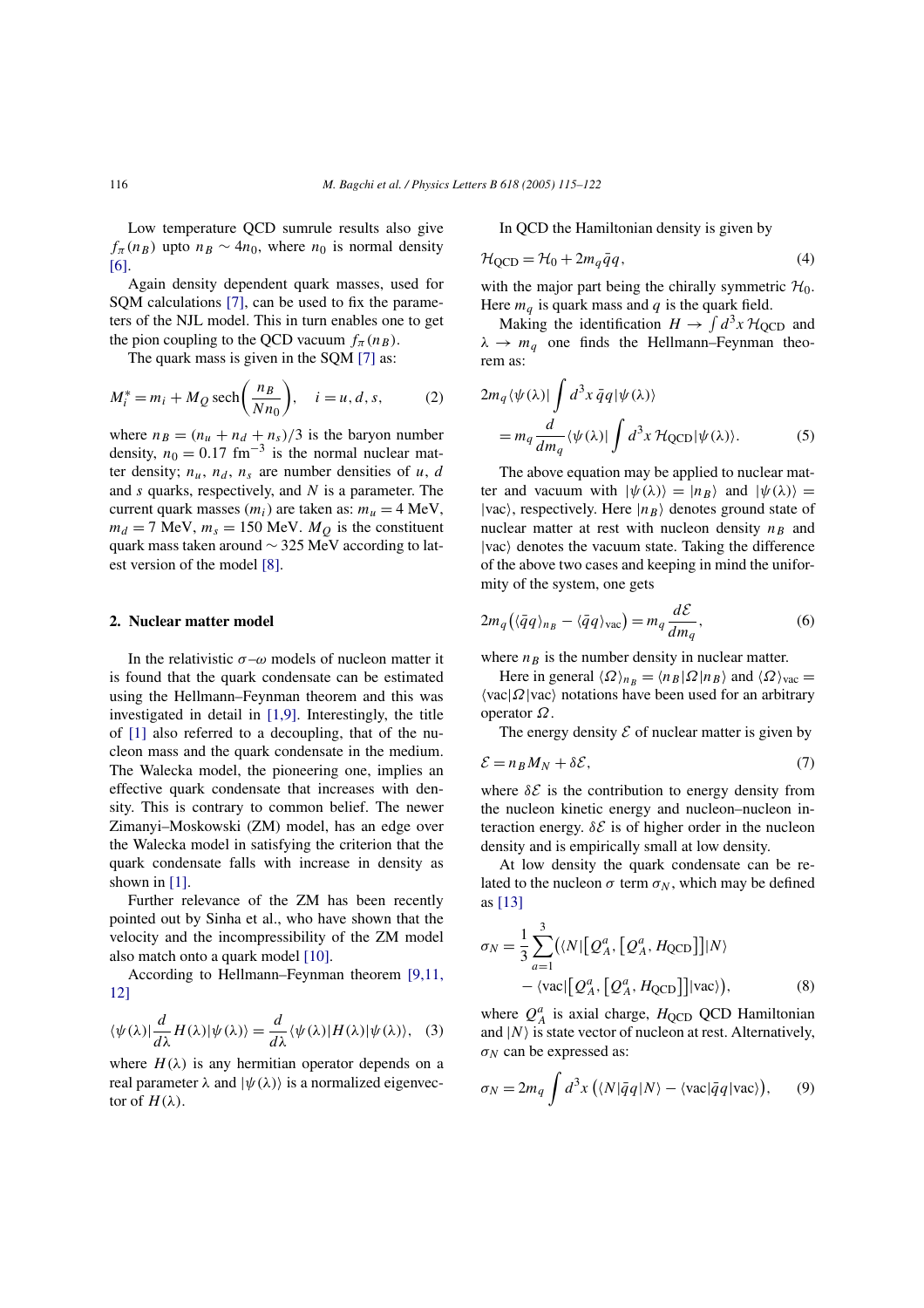Low temperature QCD sumrule results also give $f_\pi(n_B)$ upto $n_B \sim 4n_0$, where $n_0$ is normal density [6].

Again density dependent quark masses, used for SQM calculations [7], can be used to fix the parameters of the NJL model. This in turn enables one to get the pion coupling to the QCD vacuum $f_\pi(n_B)$.

The quark mass is given in the SQM [7] as:

$$M_i^* = m_i + M_Q \operatorname{sech}\left(\frac{n_B}{N n_0}\right), \quad i = u, d, s, \tag{2}$$

where $n_B = (n_u + n_d + n_s)/3$ is the baryon number density, $n_0 = 0.17\ \text{fm}^{-3}$ is the normal nuclear matter density; $n_u$, $n_d$, $n_s$ are number densities of $u$, $d$ and $s$ quarks, respectively, and $N$ is a parameter. The current quark masses ($m_i$) are taken as: $m_u = 4$ MeV, $m_d = 7$ MeV, $m_s = 150$ MeV. $M_Q$ is the constituent quark mass taken around $\sim 325$ MeV according to latest version of the model [8].

## 2. Nuclear matter model

In the relativistic $\sigma$–$\omega$ models of nucleon matter it is found that the quark condensate can be estimated using the Hellmann–Feynman theorem and this was investigated in detail in [1,9]. Interestingly, the title of [1] also referred to a decoupling, that of the nucleon mass and the quark condensate in the medium. The Walecka model, the pioneering one, implies an effective quark condensate that increases with density. This is contrary to common belief. The newer Zimanyi–Moskowski (ZM) model, has an edge over the Walecka model in satisfying the criterion that the quark condensate falls with increase in density as shown in [1].

Further relevance of the ZM has been recently pointed out by Sinha et al., who have shown that the velocity and the incompressibility of the ZM model also match onto a quark model [10].

According to Hellmann–Feynman theorem [9,11,12]

$$\langle\psi(\lambda)|\frac{d}{d\lambda}H(\lambda)|\psi(\lambda)\rangle = \frac{d}{d\lambda}\langle\psi(\lambda)|H(\lambda)|\psi(\lambda)\rangle, \tag{3}$$

where $H(\lambda)$ is any hermitian operator depends on a real parameter $\lambda$ and $|\psi(\lambda)\rangle$ is a normalized eigenvector of $H(\lambda)$.

In QCD the Hamiltonian density is given by

$$\mathcal{H}_{\text{QCD}} = \mathcal{H}_0 + 2m_q\bar{q}q, \tag{4}$$

with the major part being the chirally symmetric $\mathcal{H}_0$. Here $m_q$ is quark mass and $q$ is the quark field.

Making the identification $H \to \int d^3x\,\mathcal{H}_{\text{QCD}}$ and $\lambda \to m_q$ one finds the Hellmann–Feynman theorem as:

$$2m_q\langle\psi(\lambda)|\int d^3x\,\bar{q}q|\psi(\lambda)\rangle = m_q\frac{d}{dm_q}\langle\psi(\lambda)|\int d^3x\,\mathcal{H}_{\text{QCD}}|\psi(\lambda)\rangle. \tag{5}$$

The above equation may be applied to nuclear matter and vacuum with $|\psi(\lambda)\rangle = |n_B\rangle$ and $|\psi(\lambda)\rangle = |\text{vac}\rangle$, respectively. Here $|n_B\rangle$ denotes ground state of nuclear matter at rest with nucleon density $n_B$ and $|\text{vac}\rangle$ denotes the vacuum state. Taking the difference of the above two cases and keeping in mind the uniformity of the system, one gets

$$2m_q\left(\langle\bar{q}q\rangle_{n_B} - \langle\bar{q}q\rangle_{\text{vac}}\right) = m_q\frac{d\mathcal{E}}{dm_q}, \tag{6}$$

where $n_B$ is the number density in nuclear matter.

Here in general $\langle\Omega\rangle_{n_B} = \langle n_B|\Omega|n_B\rangle$ and $\langle\Omega\rangle_{\text{vac}} = \langle\text{vac}|\Omega|\text{vac}\rangle$ notations have been used for an arbitrary operator $\Omega$.

The energy density $\mathcal{E}$ of nuclear matter is given by

$$\mathcal{E} = n_B M_N + \delta\mathcal{E}, \tag{7}$$

where $\delta\mathcal{E}$ is the contribution to energy density from the nucleon kinetic energy and nucleon–nucleon interaction energy. $\delta\mathcal{E}$ is of higher order in the nucleon density and is empirically small at low density.

At low density the quark condensate can be related to the nucleon $\sigma$ term $\sigma_N$, which may be defined as [13]

$$\sigma_N = \frac{1}{3}\sum_{a=1}^{3}\left(\langle N|\left[Q_A^a,\left[Q_A^a, H_{\text{QCD}}\right]\right]|N\rangle - \langle\text{vac}|\left[Q_A^a,\left[Q_A^a, H_{\text{QCD}}\right]\right]|\text{vac}\rangle\right), \tag{8}$$

where $Q_A^a$ is axial charge, $H_{\text{QCD}}$ QCD Hamiltonian and $|N\rangle$ is state vector of nucleon at rest. Alternatively, $\sigma_N$ can be expressed as:

$$\sigma_N = 2m_q\int d^3x\left(\langle N|\bar{q}q|N\rangle - \langle\text{vac}|\bar{q}q|\text{vac}\rangle\right), \tag{9}$$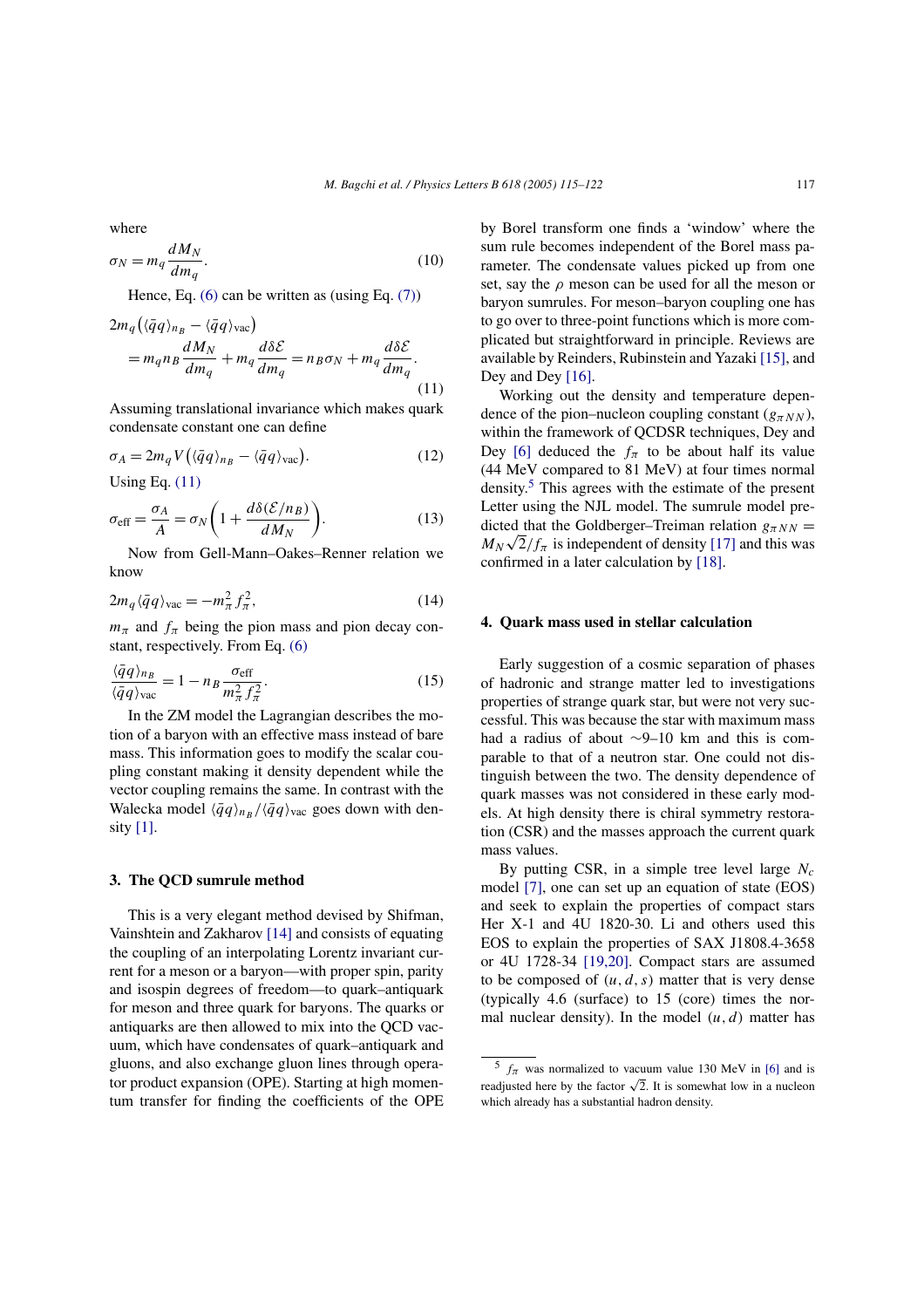where

$$\sigma_N = m_q \frac{dM_N}{dm_q}. \tag{10}$$

Hence, Eq. (6) can be written as (using Eq. (7))

$$2m_q\left(\langle\bar{q}q\rangle_{n_B} - \langle\bar{q}q\rangle_{\text{vac}}\right) = m_q n_B \frac{dM_N}{dm_q} + m_q \frac{d\delta\mathcal{E}}{dm_q} = n_B\sigma_N + m_q \frac{d\delta\mathcal{E}}{dm_q}. \tag{11}$$

Assuming translational invariance which makes quark condensate constant one can define

$$\sigma_A = 2m_q V\left(\langle\bar{q}q\rangle_{n_B} - \langle\bar{q}q\rangle_{\text{vac}}\right). \tag{12}$$

Using Eq. (11)

$$\sigma_{\text{eff}} = \frac{\sigma_A}{A} = \sigma_N\left(1 + \frac{d\delta(\mathcal{E}/n_B)}{dM_N}\right). \tag{13}$$

Now from Gell-Mann–Oakes–Renner relation we know

$$2m_q\langle\bar{q}q\rangle_{\text{vac}} = -m_\pi^2 f_\pi^2, \tag{14}$$

$m_\pi$ and $f_\pi$ being the pion mass and pion decay constant, respectively. From Eq. (6)

$$\frac{\langle\bar{q}q\rangle_{n_B}}{\langle\bar{q}q\rangle_{\text{vac}}} = 1 - n_B\frac{\sigma_{\text{eff}}}{m_\pi^2 f_\pi^2}. \tag{15}$$

In the ZM model the Lagrangian describes the motion of a baryon with an effective mass instead of bare mass. This information goes to modify the scalar coupling constant making it density dependent while the vector coupling remains the same. In contrast with the Walecka model $\langle\bar{q}q\rangle_{n_B}/\langle\bar{q}q\rangle_{\text{vac}}$ goes down with density [1].

## 3. The QCD sumrule method

This is a very elegant method devised by Shifman, Vainshtein and Zakharov [14] and consists of equating the coupling of an interpolating Lorentz invariant current for a meson or a baryon—with proper spin, parity and isospin degrees of freedom—to quark–antiquark for meson and three quark for baryons. The quarks or antiquarks are then allowed to mix into the QCD vacuum, which have condensates of quark–antiquark and gluons, and also exchange gluon lines through operator product expansion (OPE). Starting at high momentum transfer for finding the coefficients of the OPE by Borel transform one finds a 'window' where the sum rule becomes independent of the Borel mass parameter. The condensate values picked up from one set, say the $\rho$ meson can be used for all the meson or baryon sumrules. For meson–baryon coupling one has to go over to three-point functions which is more complicated but straightforward in principle. Reviews are available by Reinders, Rubinstein and Yazaki [15], and Dey and Dey [16].

Working out the density and temperature dependence of the pion–nucleon coupling constant ($g_{\pi NN}$), within the framework of QCDSR techniques, Dey and Dey [6] deduced the $f_\pi$ to be about half its value (44 MeV compared to 81 MeV) at four times normal density.[5] This agrees with the estimate of the present Letter using the NJL model. The sumrule model predicted that the Goldberger–Treiman relation $g_{\pi NN} = M_N\sqrt{2}/f_\pi$ is independent of density [17] and this was confirmed in a later calculation by [18].

## 4. Quark mass used in stellar calculation

Early suggestion of a cosmic separation of phases of hadronic and strange matter led to investigations properties of strange quark star, but were not very successful. This was because the star with maximum mass had a radius of about ∼9–10 km and this is comparable to that of a neutron star. One could not distinguish between the two. The density dependence of quark masses was not considered in these early models. At high density there is chiral symmetry restoration (CSR) and the masses approach the current quark mass values.

By putting CSR, in a simple tree level large $N_c$ model [7], one can set up an equation of state (EOS) and seek to explain the properties of compact stars Her X-1 and 4U 1820-30. Li and others used this EOS to explain the properties of SAX J1808.4-3658 or 4U 1728-34 [19,20]. Compact stars are assumed to be composed of $(u, d, s)$ matter that is very dense (typically 4.6 (surface) to 15 (core) times the normal nuclear density). In the model $(u, d)$ matter has

---

[5] $f_\pi$ was normalized to vacuum value 130 MeV in [6] and is readjusted here by the factor $\sqrt{2}$. It is somewhat low in a nucleon which already has a substantial hadron density.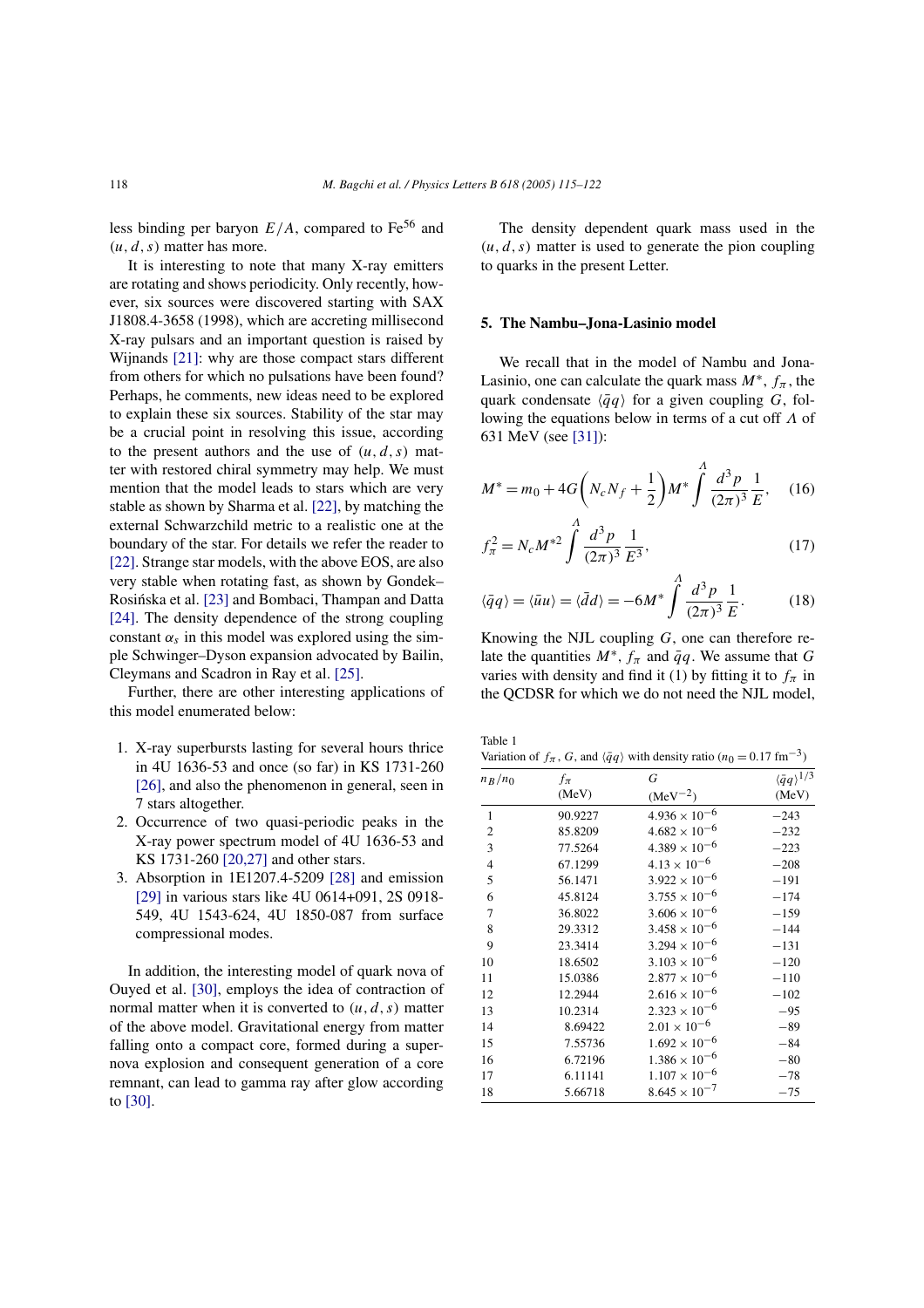less binding per baryon $E/A$, compared to $Fe^{56}$ and $(u, d, s)$ matter has more.

It is interesting to note that many X-ray emitters are rotating and shows periodicity. Only recently, however, six sources were discovered starting with SAX J1808.4-3658 (1998), which are accreting millisecond X-ray pulsars and an important question is raised by Wijnands [21]: why are those compact stars different from others for which no pulsations have been found? Perhaps, he comments, new ideas need to be explored to explain these six sources. Stability of the star may be a crucial point in resolving this issue, according to the present authors and the use of $(u, d, s)$ matter with restored chiral symmetry may help. We must mention that the model leads to stars which are very stable as shown by Sharma et al. [22], by matching the external Schwarzchild metric to a realistic one at the boundary of the star. For details we refer the reader to [22]. Strange star models, with the above EOS, are also very stable when rotating fast, as shown by Gondek–Rosińska et al. [23] and Bombaci, Thampan and Datta [24]. The density dependence of the strong coupling constant $\alpha_s$ in this model was explored using the simple Schwinger–Dyson expansion advocated by Bailin, Cleymans and Scadron in Ray et al. [25].

Further, there are other interesting applications of this model enumerated below:

1. X-ray superbursts lasting for several hours thrice in 4U 1636-53 and once (so far) in KS 1731-260 [26], and also the phenomenon in general, seen in 7 stars altogether.
2. Occurrence of two quasi-periodic peaks in the X-ray power spectrum model of 4U 1636-53 and KS 1731-260 [20,27] and other stars.
3. Absorption in 1E1207.4-5209 [28] and emission [29] in various stars like 4U 0614+091, 2S 0918-549, 4U 1543-624, 4U 1850-087 from surface compressional modes.

In addition, the interesting model of quark nova of Ouyed et al. [30], employs the idea of contraction of normal matter when it is converted to $(u, d, s)$ matter of the above model. Gravitational energy from matter falling onto a compact core, formed during a supernova explosion and consequent generation of a core remnant, can lead to gamma ray after glow according to [30].

The density dependent quark mass used in the $(u, d, s)$ matter is used to generate the pion coupling to quarks in the present Letter.

## 5. The Nambu–Jona-Lasinio model

We recall that in the model of Nambu and Jona-Lasinio, one can calculate the quark mass $M^*$, $f_\pi$, the quark condensate $\langle \bar{q}q \rangle$ for a given coupling $G$, following the equations below in terms of a cut off $\Lambda$ of 631 MeV (see [31]):

$$M^* = m_0 + 4G\left(N_c N_f + \frac{1}{2}\right) M^* \int^{\Lambda} \frac{d^3p}{(2\pi)^3} \frac{1}{E}, \tag{16}$$

$$f_\pi^2 = N_c M^{*2} \int^{\Lambda} \frac{d^3p}{(2\pi)^3} \frac{1}{E^3}, \tag{17}$$

$$\langle \bar{q}q \rangle = \langle \bar{u}u \rangle = \langle \bar{d}d \rangle = -6M^* \int^{\Lambda} \frac{d^3p}{(2\pi)^3} \frac{1}{E}. \tag{18}$$

Knowing the NJL coupling $G$, one can therefore relate the quantities $M^*$, $f_\pi$ and $\bar{q}q$. We assume that $G$ varies with density and find it (1) by fitting it to $f_\pi$ in the QCDSR for which we do not need the NJL model,

Table 1
Variation of $f_\pi$, $G$, and $\langle \bar{q}q \rangle$ with density ratio ($n_0 = 0.17\ \text{fm}^{-3}$)

| $n_B/n_0$ | $f_\pi$ (MeV) | $G$ ($\text{MeV}^{-2}$) | $\langle \bar{q}q \rangle^{1/3}$ (MeV) |
|---|---|---|---|
| 1 | 90.9227 | $4.936 \times 10^{-6}$ | −243 |
| 2 | 85.8209 | $4.682 \times 10^{-6}$ | −232 |
| 3 | 77.5264 | $4.389 \times 10^{-6}$ | −223 |
| 4 | 67.1299 | $4.13 \times 10^{-6}$ | −208 |
| 5 | 56.1471 | $3.922 \times 10^{-6}$ | −191 |
| 6 | 45.8124 | $3.755 \times 10^{-6}$ | −174 |
| 7 | 36.8022 | $3.606 \times 10^{-6}$ | −159 |
| 8 | 29.3312 | $3.458 \times 10^{-6}$ | −144 |
| 9 | 23.3414 | $3.294 \times 10^{-6}$ | −131 |
| 10 | 18.6502 | $3.103 \times 10^{-6}$ | −120 |
| 11 | 15.0386 | $2.877 \times 10^{-6}$ | −110 |
| 12 | 12.2944 | $2.616 \times 10^{-6}$ | −102 |
| 13 | 10.2314 | $2.323 \times 10^{-6}$ | −95 |
| 14 | 8.69422 | $2.01 \times 10^{-6}$ | −89 |
| 15 | 7.55736 | $1.692 \times 10^{-6}$ | −84 |
| 16 | 6.72196 | $1.386 \times 10^{-6}$ | −80 |
| 17 | 6.11141 | $1.107 \times 10^{-6}$ | −78 |
| 18 | 5.66718 | $8.645 \times 10^{-7}$ | −75 |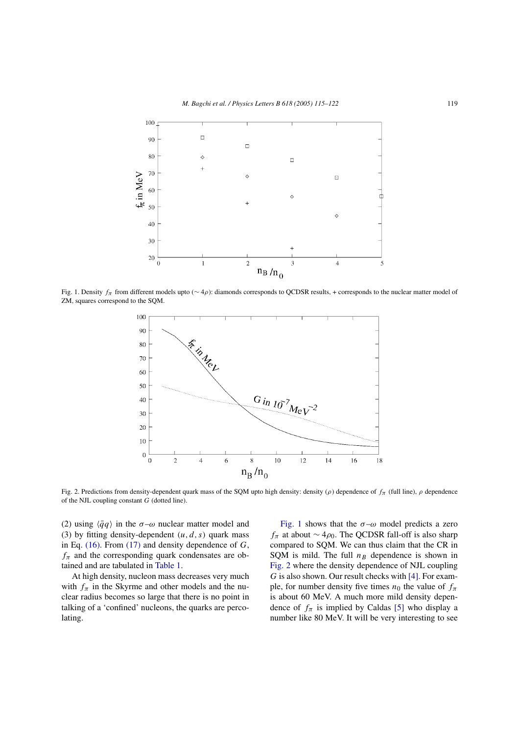Fig. 1. Density $f_\pi$ from different models upto ($\sim 4\rho$): diamonds corresponds to QCDSR results, + corresponds to the nuclear matter model of ZM, squares correspond to the SQM.

Fig. 2. Predictions from density-dependent quark mass of the SQM upto high density: density ($\rho$) dependence of $f_\pi$ (full line), $\rho$ dependence of the NJL coupling constant $G$ (dotted line).

(2) using $\langle \bar{q}q \rangle$ in the $\sigma$–$\omega$ nuclear matter model and (3) by fitting density-dependent $(u, d, s)$ quark mass in Eq. (16). From (17) and density dependence of $G$, $f_\pi$ and the corresponding quark condensates are obtained and are tabulated in Table 1.

At high density, nucleon mass decreases very much with $f_\pi$ in the Skyrme and other models and the nuclear radius becomes so large that there is no point in talking of a 'confined' nucleons, the quarks are percolating.

Fig. 1 shows that the $\sigma$–$\omega$ model predicts a zero $f_\pi$ at about $\sim 4\rho_0$. The QCDSR fall-off is also sharp compared to SQM. We can thus claim that the CR in SQM is mild. The full $n_B$ dependence is shown in Fig. 2 where the density dependence of NJL coupling $G$ is also shown. Our result checks with [4]. For example, for number density five times $n_0$ the value of $f_\pi$ is about 60 MeV. A much more mild density dependence of $f_\pi$ is implied by Caldas [5] who display a number like 80 MeV. It will be very interesting to see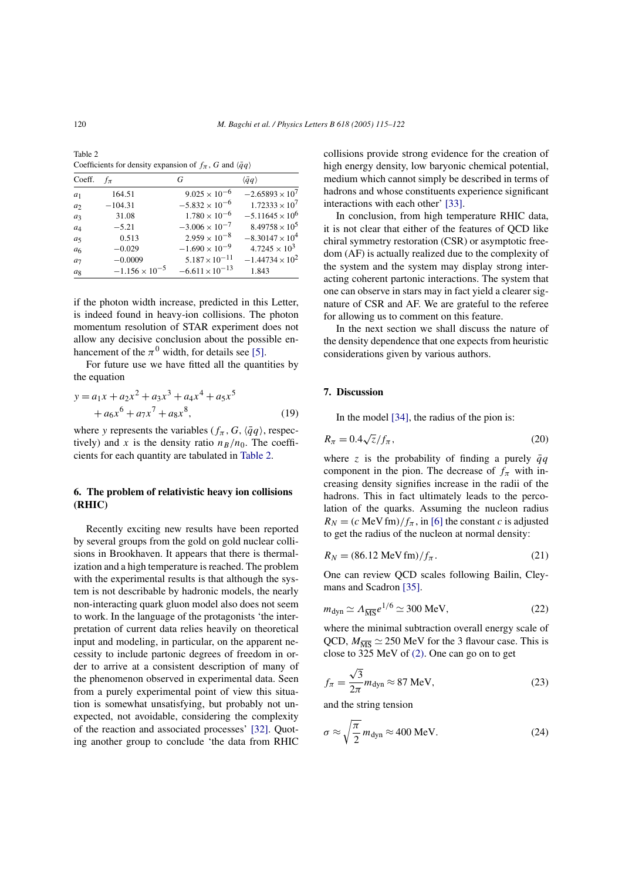Table 2
Coefficients for density expansion of $f_\pi$, $G$ and $\langle\bar{q}q\rangle$

| Coeff. | $f_\pi$ | $G$ | $\langle\bar{q}q\rangle$ |
|---|---|---|---|
| $a_1$ | 164.51 | $9.025\times10^{-6}$ | $-2.65893\times10^{7}$ |
| $a_2$ | $-104.31$ | $-5.832\times10^{-6}$ | $1.72333\times10^{7}$ |
| $a_3$ | 31.08 | $1.780\times10^{-6}$ | $-5.11645\times10^{6}$ |
| $a_4$ | $-5.21$ | $-3.006\times10^{-7}$ | $8.49758\times10^{5}$ |
| $a_5$ | 0.513 | $2.959\times10^{-8}$ | $-8.30147\times10^{4}$ |
| $a_6$ | $-0.029$ | $-1.690\times10^{-9}$ | $4.7245\times10^{3}$ |
| $a_7$ | $-0.0009$ | $5.187\times10^{-11}$ | $-1.44734\times10^{2}$ |
| $a_8$ | $-1.156\times10^{-5}$ | $-6.611\times10^{-13}$ | 1.843 |

if the photon width increase, predicted in this Letter, is indeed found in heavy-ion collisions. The photon momentum resolution of STAR experiment does not allow any decisive conclusion about the possible enhancement of the $\pi^0$ width, for details see [5].

For future use we have fitted all the quantities by the equation

$$y = a_1x + a_2x^2 + a_3x^3 + a_4x^4 + a_5x^5 + a_6x^6 + a_7x^7 + a_8x^8, \tag{19}$$

where $y$ represents the variables ($f_\pi$, $G$, $\langle\bar{q}q\rangle$, respectively) and $x$ is the density ratio $n_B/n_0$. The coefficients for each quantity are tabulated in Table 2.

## 6. The problem of relativistic heavy ion collisions (RHIC)

Recently exciting new results have been reported by several groups from the gold on gold nuclear collisions in Brookhaven. It appears that there is thermalization and a high temperature is reached. The problem with the experimental results is that although the system is not describable by hadronic models, the nearly non-interacting quark gluon model also does not seem to work. In the language of the protagonists 'the interpretation of current data relies heavily on theoretical input and modeling, in particular, on the apparent necessity to include partonic degrees of freedom in order to arrive at a consistent description of many of the phenomenon observed in experimental data. Seen from a purely experimental point of view this situation is somewhat unsatisfying, but probably not unexpected, not avoidable, considering the complexity of the reaction and associated processes' [32]. Quoting another group to conclude 'the data from RHIC collisions provide strong evidence for the creation of high energy density, low baryonic chemical potential, medium which cannot simply be described in terms of hadrons and whose constituents experience significant interactions with each other' [33].

In conclusion, from high temperature RHIC data, it is not clear that either of the features of QCD like chiral symmetry restoration (CSR) or asymptotic freedom (AF) is actually realized due to the complexity of the system and the system may display strong interacting coherent partonic interactions. The system that one can observe in stars may in fact yield a clearer signature of CSR and AF. We are grateful to the referee for allowing us to comment on this feature.

In the next section we shall discuss the nature of the density dependence that one expects from heuristic considerations given by various authors.

## 7. Discussion

In the model [34], the radius of the pion is:

$$R_\pi = 0.4\sqrt{z}/f_\pi, \tag{20}$$

where $z$ is the probability of finding a purely $\bar{q}q$ component in the pion. The decrease of $f_\pi$ with increasing density signifies increase in the radii of the hadrons. This in fact ultimately leads to the percolation of the quarks. Assuming the nucleon radius $R_N = (c\ \text{MeV fm})/f_\pi$, in [6] the constant $c$ is adjusted to get the radius of the nucleon at normal density:

$$R_N = (86.12\ \text{MeV fm})/f_\pi. \tag{21}$$

One can review QCD scales following Bailin, Cleymans and Scadron [35].

$$m_{\text{dyn}} \simeq \Lambda_{\overline{\text{MS}}}e^{1/6} \simeq 300\ \text{MeV}, \tag{22}$$

where the minimal subtraction overall energy scale of QCD, $M_{\overline{\text{MS}}} \simeq 250$ MeV for the 3 flavour case. This is close to 325 MeV of (2). One can go on to get

$$f_\pi = \frac{\sqrt{3}}{2\pi}m_{\text{dyn}} \approx 87\ \text{MeV}, \tag{23}$$

and the string tension

$$\sigma \approx \sqrt{\frac{\pi}{2}}\,m_{\text{dyn}} \approx 400\ \text{MeV}. \tag{24}$$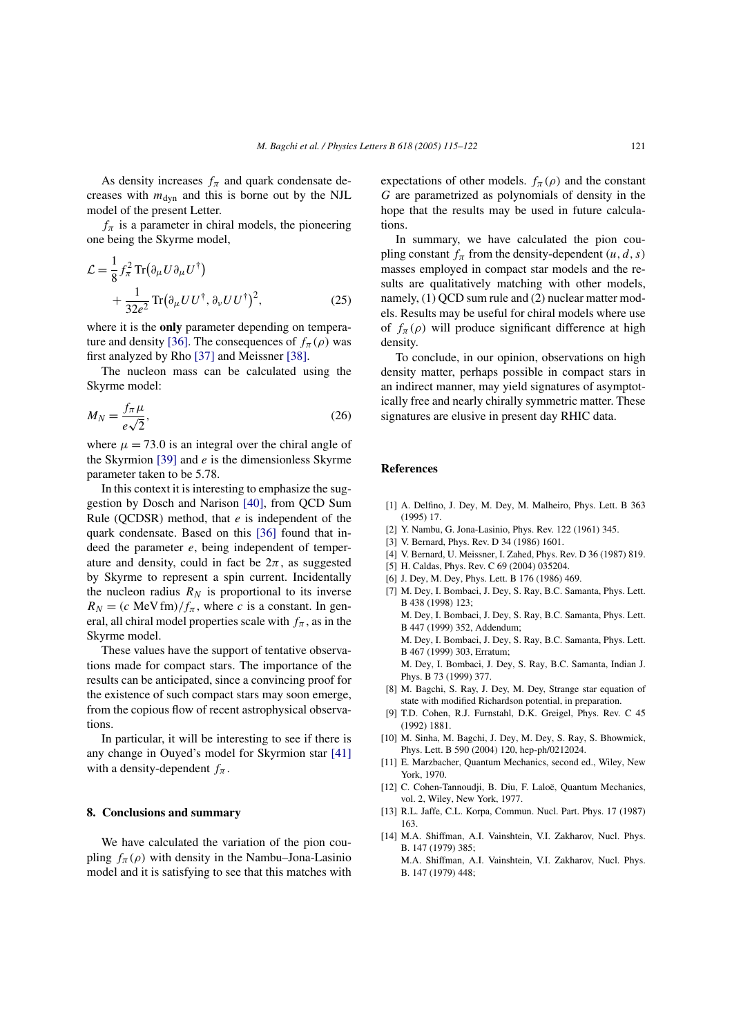As density increases $f_\pi$ and quark condensate decreases with $m_{\rm dyn}$ and this is borne out by the NJL model of the present Letter.

$f_\pi$ is a parameter in chiral models, the pioneering one being the Skyrme model,

$$\mathcal{L} = \frac{1}{8} f_\pi^2 \operatorname{Tr}\big(\partial_\mu U \partial_\mu U^\dagger\big) + \frac{1}{32e^2} \operatorname{Tr}\big(\partial_\mu U U^\dagger, \partial_\nu U U^\dagger\big)^2, \tag{25}$$

where it is the **only** parameter depending on temperature and density [36]. The consequences of $f_\pi(\rho)$ was first analyzed by Rho [37] and Meissner [38].

The nucleon mass can be calculated using the Skyrme model:

$$M_N = \frac{f_\pi \mu}{e\sqrt{2}}, \tag{26}$$

where $\mu = 73.0$ is an integral over the chiral angle of the Skyrmion [39] and $e$ is the dimensionless Skyrme parameter taken to be 5.78.

In this context it is interesting to emphasize the suggestion by Dosch and Narison [40], from QCD Sum Rule (QCDSR) method, that $e$ is independent of the quark condensate. Based on this [36] found that indeed the parameter $e$, being independent of temperature and density, could in fact be $2\pi$, as suggested by Skyrme to represent a spin current. Incidentally the nucleon radius $R_N$ is proportional to its inverse $R_N = (c \text{ MeV fm})/f_\pi$, where $c$ is a constant. In general, all chiral model properties scale with $f_\pi$, as in the Skyrme model.

These values have the support of tentative observations made for compact stars. The importance of the results can be anticipated, since a convincing proof for the existence of such compact stars may soon emerge, from the copious flow of recent astrophysical observations.

In particular, it will be interesting to see if there is any change in Ouyed's model for Skyrmion star [41] with a density-dependent $f_\pi$.

## 8. Conclusions and summary

We have calculated the variation of the pion coupling $f_\pi(\rho)$ with density in the Nambu–Jona-Lasinio model and it is satisfying to see that this matches with expectations of other models. $f_\pi(\rho)$ and the constant $G$ are parametrized as polynomials of density in the hope that the results may be used in future calculations.

In summary, we have calculated the pion coupling constant $f_\pi$ from the density-dependent $(u, d, s)$ masses employed in compact star models and the results are qualitatively matching with other models, namely, (1) QCD sum rule and (2) nuclear matter models. Results may be useful for chiral models where use of $f_\pi(\rho)$ will produce significant difference at high density.

To conclude, in our opinion, observations on high density matter, perhaps possible in compact stars in an indirect manner, may yield signatures of asymptotically free and nearly chirally symmetric matter. These signatures are elusive in present day RHIC data.

## References

[1] A. Delfino, J. Dey, M. Dey, M. Malheiro, Phys. Lett. B 363 (1995) 17.

[2] Y. Nambu, G. Jona-Lasinio, Phys. Rev. 122 (1961) 345.

[3] V. Bernard, Phys. Rev. D 34 (1986) 1601.

[4] V. Bernard, U. Meissner, I. Zahed, Phys. Rev. D 36 (1987) 819.

[5] H. Caldas, Phys. Rev. C 69 (2004) 035204.

[6] J. Dey, M. Dey, Phys. Lett. B 176 (1986) 469.

[7] M. Dey, I. Bombaci, J. Dey, S. Ray, B.C. Samanta, Phys. Lett. B 438 (1998) 123;
M. Dey, I. Bombaci, J. Dey, S. Ray, B.C. Samanta, Phys. Lett. B 447 (1999) 352, Addendum;
M. Dey, I. Bombaci, J. Dey, S. Ray, B.C. Samanta, Phys. Lett. B 467 (1999) 303, Erratum;
M. Dey, I. Bombaci, J. Dey, S. Ray, B.C. Samanta, Indian J. Phys. B 73 (1999) 377.

[8] M. Bagchi, S. Ray, J. Dey, M. Dey, Strange star equation of state with modified Richardson potential, in preparation.

[9] T.D. Cohen, R.J. Furnstahl, D.K. Greigel, Phys. Rev. C 45 (1992) 1881.

[10] M. Sinha, M. Bagchi, J. Dey, M. Dey, S. Ray, S. Bhowmick, Phys. Lett. B 590 (2004) 120, hep-ph/0212024.

[11] E. Marzbacher, Quantum Mechanics, second ed., Wiley, New York, 1970.

[12] C. Cohen-Tannoudji, B. Diu, F. Laloë, Quantum Mechanics, vol. 2, Wiley, New York, 1977.

[13] R.L. Jaffe, C.L. Korpa, Commun. Nucl. Part. Phys. 17 (1987) 163.

[14] M.A. Shiffman, A.I. Vainshtein, V.I. Zakharov, Nucl. Phys. B. 147 (1979) 385;
M.A. Shiffman, A.I. Vainshtein, V.I. Zakharov, Nucl. Phys. B. 147 (1979) 448;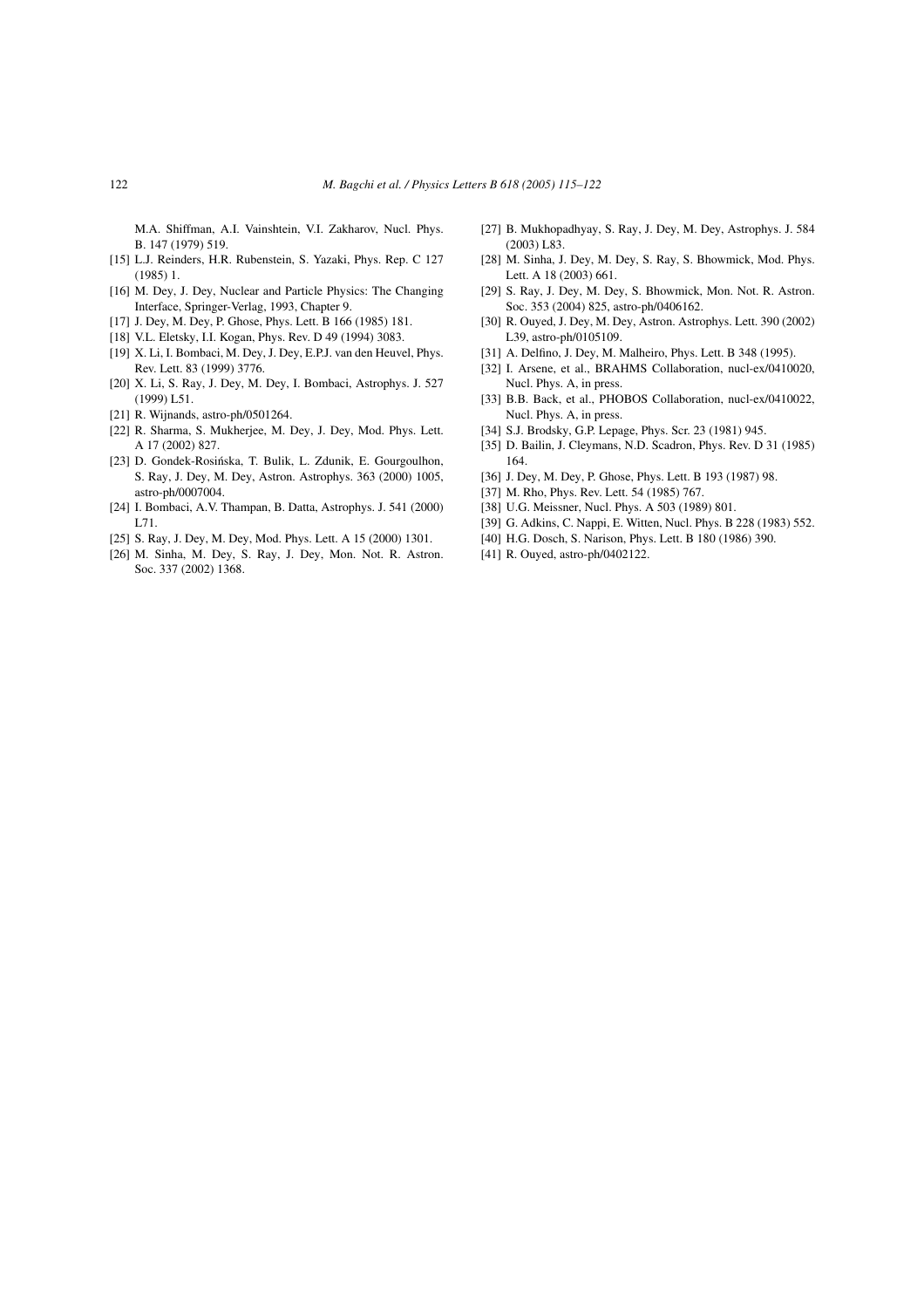M.A. Shiffman, A.I. Vainshtein, V.I. Zakharov, Nucl. Phys. B. 147 (1979) 519.

[15] L.J. Reinders, H.R. Rubenstein, S. Yazaki, Phys. Rep. C 127 (1985) 1.

[16] M. Dey, J. Dey, Nuclear and Particle Physics: The Changing Interface, Springer-Verlag, 1993, Chapter 9.

[17] J. Dey, M. Dey, P. Ghose, Phys. Lett. B 166 (1985) 181.

[18] V.L. Eletsky, I.I. Kogan, Phys. Rev. D 49 (1994) 3083.

[19] X. Li, I. Bombaci, M. Dey, J. Dey, E.P.J. van den Heuvel, Phys. Rev. Lett. 83 (1999) 3776.

[20] X. Li, S. Ray, J. Dey, M. Dey, I. Bombaci, Astrophys. J. 527 (1999) L51.

[21] R. Wijnands, astro-ph/0501264.

[22] R. Sharma, S. Mukherjee, M. Dey, J. Dey, Mod. Phys. Lett. A 17 (2002) 827.

[23] D. Gondek-Rosińska, T. Bulik, L. Zdunik, E. Gourgoulhon, S. Ray, J. Dey, M. Dey, Astron. Astrophys. 363 (2000) 1005, astro-ph/0007004.

[24] I. Bombaci, A.V. Thampan, B. Datta, Astrophys. J. 541 (2000) L71.

[25] S. Ray, J. Dey, M. Dey, Mod. Phys. Lett. A 15 (2000) 1301.

[26] M. Sinha, M. Dey, S. Ray, J. Dey, Mon. Not. R. Astron. Soc. 337 (2002) 1368.

[27] B. Mukhopadhyay, S. Ray, J. Dey, M. Dey, Astrophys. J. 584 (2003) L83.

[28] M. Sinha, J. Dey, M. Dey, S. Ray, S. Bhowmick, Mod. Phys. Lett. A 18 (2003) 661.

[29] S. Ray, J. Dey, M. Dey, S. Bhowmick, Mon. Not. R. Astron. Soc. 353 (2004) 825, astro-ph/0406162.

[30] R. Ouyed, J. Dey, M. Dey, Astron. Astrophys. Lett. 390 (2002) L39, astro-ph/0105109.

[31] A. Delfino, J. Dey, M. Malheiro, Phys. Lett. B 348 (1995).

[32] I. Arsene, et al., BRAHMS Collaboration, nucl-ex/0410020, Nucl. Phys. A, in press.

[33] B.B. Back, et al., PHOBOS Collaboration, nucl-ex/0410022, Nucl. Phys. A, in press.

[34] S.J. Brodsky, G.P. Lepage, Phys. Scr. 23 (1981) 945.

[35] D. Bailin, J. Cleymans, N.D. Scadron, Phys. Rev. D 31 (1985) 164.

[36] J. Dey, M. Dey, P. Ghose, Phys. Lett. B 193 (1987) 98.

[37] M. Rho, Phys. Rev. Lett. 54 (1985) 767.

[38] U.G. Meissner, Nucl. Phys. A 503 (1989) 801.

[39] G. Adkins, C. Nappi, E. Witten, Nucl. Phys. B 228 (1983) 552.

[40] H.G. Dosch, S. Narison, Phys. Lett. B 180 (1986) 390.

[41] R. Ouyed, astro-ph/0402122.